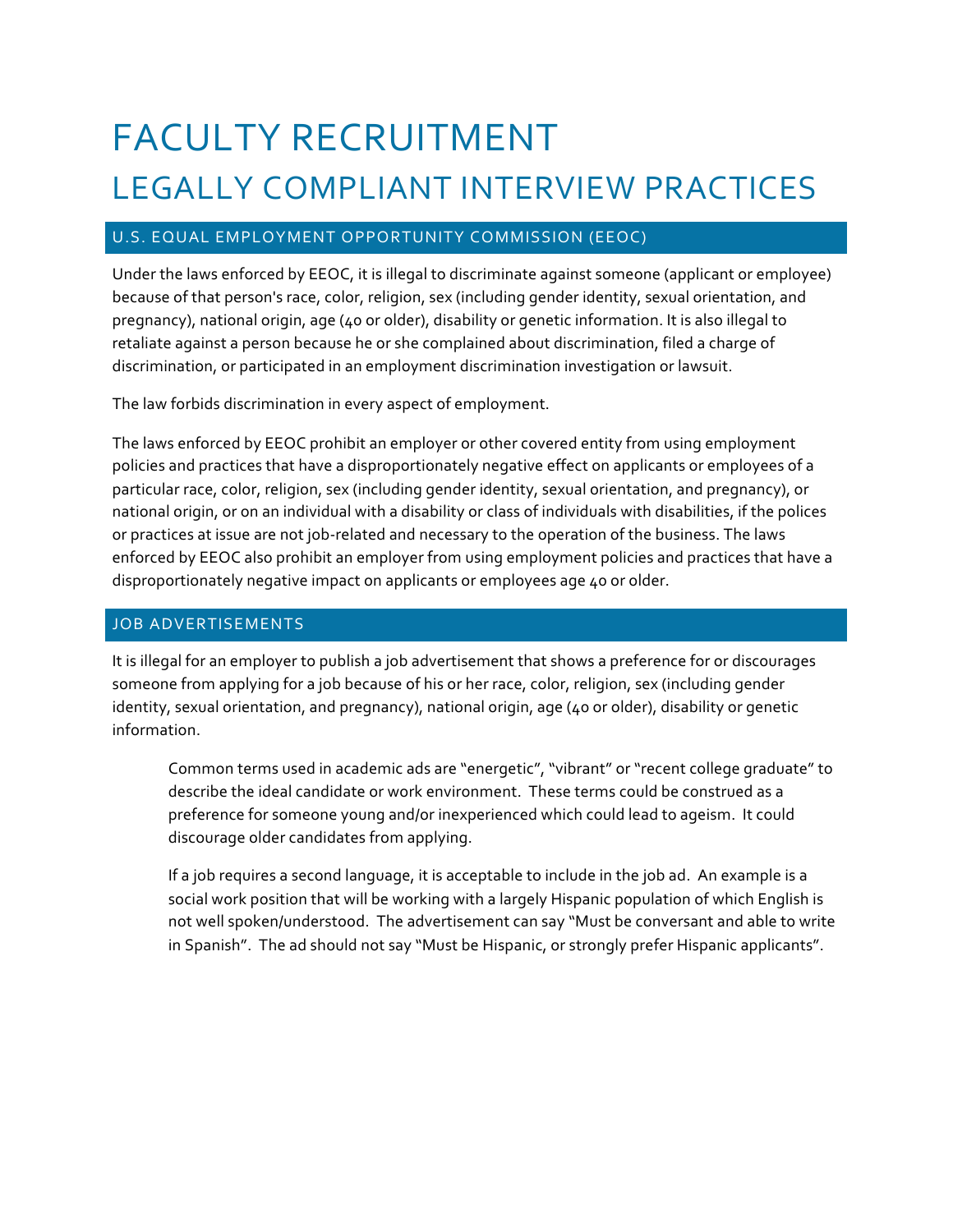# FACULTY RECRUITMENT

## LEGALLY COMPLIANT INTERVIEW PRACTICES

### U.S. EQUAL EMPLOYMENT OPPORTUNITY COMMISSION (EEOC)

Under the laws enforced by EEOC, it is illegal to discriminate against someone (applicant or employee) because of that person's race, color, religion, sex (including gender identity, sexual orientation, and pregnancy), national origin, age (40 or older), disability or genetic information. It is also illegal to retaliate against a person because he or she complained about discrimination, filed a charge of discrimination, or participated in an employment discrimination investigation or lawsuit.

The law forbids discrimination in every aspect of employment.

The laws enforced by EEOC prohibit an employer or other covered entity from using employment policies and practices that have a disproportionately negative effect on applicants or employees of a particular race, color, religion, sex (including gender identity, sexual orientation, and pregnancy), or national origin, or on an individual with a disability or class of individuals with disabilities, if the polices or practices at issue are not job-related and necessary to the operation of the business. The laws enforced by EEOC also prohibit an employer from using employment policies and practices that have a disproportionately negative impact on applicants or employees age 40 or older.

### JOB ADVERTISEMENTS

It is illegal for an employer to publish a job advertisement that shows a preference for or discourages someone from applying for a job because of his or her race, color, religion, sex (including gender identity, sexual orientation, and pregnancy), national origin, age (40 or older), disability or genetic information.

> Common terms used in academic ads are "energetic", "vibrant" or "recent college graduate" to describe the ideal candidate or work environment. These terms could be construed as a preference for someone young and/or inexperienced which could lead to ageism. It could discourage older candidates from applying.
>
> If a job requires a second language, it is acceptable to include in the job ad. An example is a social work position that will be working with a largely Hispanic population of which English is not well spoken/understood. The advertisement can say "Must be conversant and able to write in Spanish". The ad should not say "Must be Hispanic, or strongly prefer Hispanic applicants".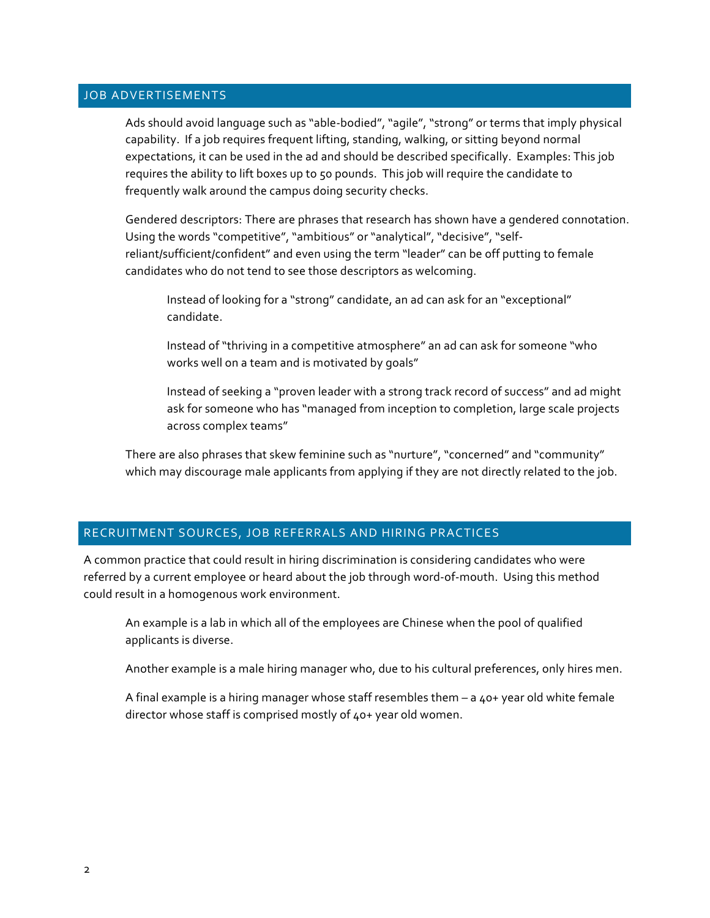## JOB ADVERTISEMENTS

Ads should avoid language such as "able-bodied", "agile", "strong" or terms that imply physical capability. If a job requires frequent lifting, standing, walking, or sitting beyond normal expectations, it can be used in the ad and should be described specifically. Examples: This job requires the ability to lift boxes up to 50 pounds. This job will require the candidate to frequently walk around the campus doing security checks.

Gendered descriptors: There are phrases that research has shown have a gendered connotation. Using the words "competitive", "ambitious" or "analytical", "decisive", "self-reliant/sufficient/confident" and even using the term "leader" can be off putting to female candidates who do not tend to see those descriptors as welcoming.

> Instead of looking for a "strong" candidate, an ad can ask for an "exceptional" candidate.
>
> Instead of "thriving in a competitive atmosphere" an ad can ask for someone "who works well on a team and is motivated by goals"
>
> Instead of seeking a "proven leader with a strong track record of success" and ad might ask for someone who has "managed from inception to completion, large scale projects across complex teams"

There are also phrases that skew feminine such as "nurture", "concerned" and "community" which may discourage male applicants from applying if they are not directly related to the job.

## RECRUITMENT SOURCES, JOB REFERRALS AND HIRING PRACTICES

A common practice that could result in hiring discrimination is considering candidates who were referred by a current employee or heard about the job through word-of-mouth. Using this method could result in a homogenous work environment.

> An example is a lab in which all of the employees are Chinese when the pool of qualified applicants is diverse.
>
> Another example is a male hiring manager who, due to his cultural preferences, only hires men.
>
> A final example is a hiring manager whose staff resembles them – a 40+ year old white female director whose staff is comprised mostly of 40+ year old women.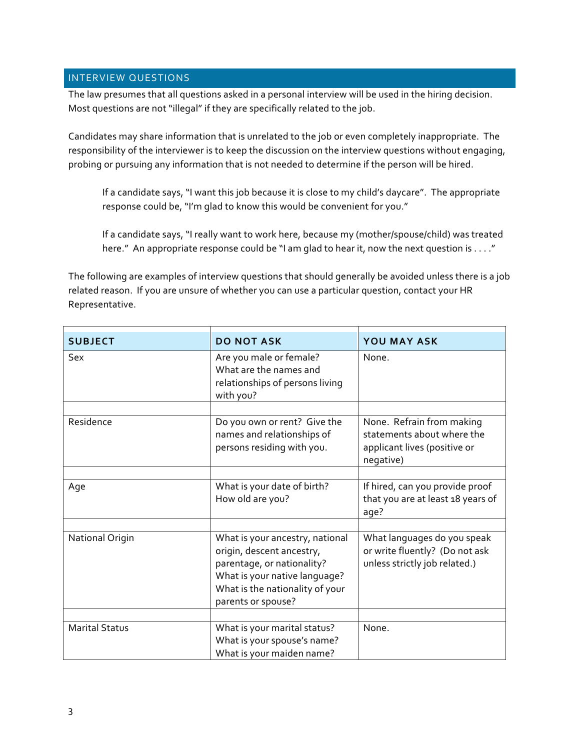## INTERVIEW QUESTIONS

The law presumes that all questions asked in a personal interview will be used in the hiring decision. Most questions are not "illegal" if they are specifically related to the job.

Candidates may share information that is unrelated to the job or even completely inappropriate. The responsibility of the interviewer is to keep the discussion on the interview questions without engaging, probing or pursuing any information that is not needed to determine if the person will be hired.

> If a candidate says, "I want this job because it is close to my child's daycare". The appropriate response could be, "I'm glad to know this would be convenient for you."
>
> If a candidate says, "I really want to work here, because my (mother/spouse/child) was treated here." An appropriate response could be "I am glad to hear it, now the next question is . . . ."

The following are examples of interview questions that should generally be avoided unless there is a job related reason. If you are unsure of whether you can use a particular question, contact your HR Representative.

| SUBJECT | DO NOT ASK | YOU MAY ASK |
|---|---|---|
| Sex | Are you male or female? What are the names and relationships of persons living with you? | None. |
| Residence | Do you own or rent? Give the names and relationships of persons residing with you. | None. Refrain from making statements about where the applicant lives (positive or negative) |
| Age | What is your date of birth? How old are you? | If hired, can you provide proof that you are at least 18 years of age? |
| National Origin | What is your ancestry, national origin, descent ancestry, parentage, or nationality? What is your native language? What is the nationality of your parents or spouse? | What languages do you speak or write fluently? (Do not ask unless strictly job related.) |
| Marital Status | What is your marital status? What is your spouse's name? What is your maiden name? | None. |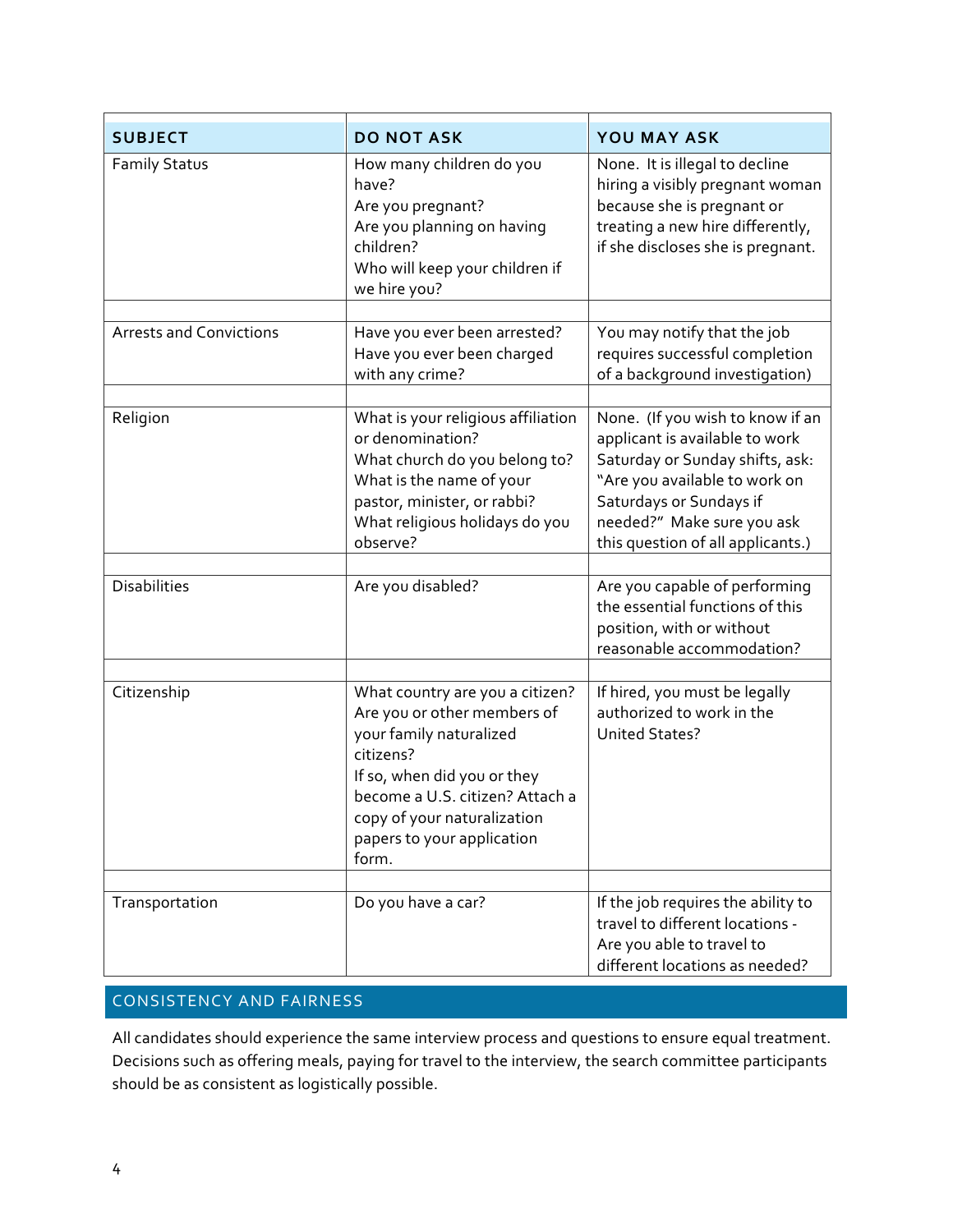| SUBJECT | DO NOT ASK | YOU MAY ASK |
|---|---|---|
| Family Status | How many children do you have?<br>Are you pregnant?<br>Are you planning on having children?<br>Who will keep your children if we hire you? | None. It is illegal to decline hiring a visibly pregnant woman because she is pregnant or treating a new hire differently, if she discloses she is pregnant. |
| | | |
| Arrests and Convictions | Have you ever been arrested?<br>Have you ever been charged with any crime? | You may notify that the job requires successful completion of a background investigation) |
| | | |
| Religion | What is your religious affiliation or denomination?<br>What church do you belong to?<br>What is the name of your pastor, minister, or rabbi?<br>What religious holidays do you observe? | None. (If you wish to know if an applicant is available to work Saturday or Sunday shifts, ask: "Are you available to work on Saturdays or Sundays if needed?" Make sure you ask this question of all applicants.) |
| | | |
| Disabilities | Are you disabled? | Are you capable of performing the essential functions of this position, with or without reasonable accommodation? |
| | | |
| Citizenship | What country are you a citizen?<br>Are you or other members of your family naturalized citizens?<br>If so, when did you or they become a U.S. citizen? Attach a copy of your naturalization papers to your application form. | If hired, you must be legally authorized to work in the United States? |
| | | |
| Transportation | Do you have a car? | If the job requires the ability to travel to different locations - Are you able to travel to different locations as needed? |

## CONSISTENCY AND FAIRNESS

All candidates should experience the same interview process and questions to ensure equal treatment. Decisions such as offering meals, paying for travel to the interview, the search committee participants should be as consistent as logistically possible.